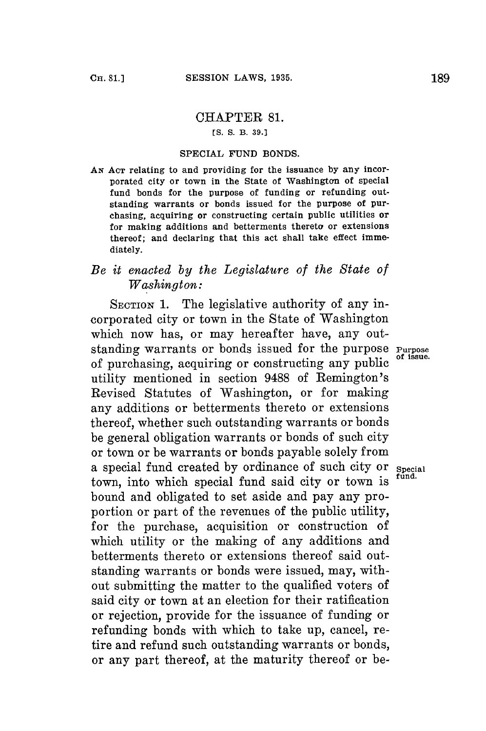# CHAPTER 81.

[S. S. B. 39.]

## SPECIAL FUND BONDS.

AN ACT relating to and providing for the issuance by any incorporated city or town in the State of Washington of special fund bonds for the purpose of funding or refunding outstanding warrants or bonds issued for the purpose of purchasing, acquiring or constructing certain public utilities or for making additions and betterments thereto or extensions thereof; and declaring that this act shall take effect immediately.

*Be it enacted by the Legislature of the State of Washington:*

SECTION 1. The legislative authority of any incorporated city or town in the State of Washington which now has, or may hereafter have, any outstanding warrants or bonds issued for the purpose of purchasing, acquiring or constructing any public utility mentioned in section 9488 of Remington's Revised Statutes of Washington, or for making any additions or betterments thereto or extensions thereof, whether such outstanding warrants or bonds be general obligation warrants or bonds of such city or town or be warrants or bonds payable solely from a special fund created by ordinance of such city or town, into which special fund said city or town is bound and obligated to set aside and pay any proportion or part of the revenues of the public utility, for the purchase, acquisition or construction of which utility or the making of any additions and betterments thereto or extensions thereof said outstanding warrants or bonds were issued, may, without submitting the matter to the qualified voters of said city or town at an election for their ratification or rejection, provide for the issuance of funding or refunding bonds with which to take up, cancel, retire and refund such outstanding warrants or bonds, or any part thereof, at the maturity thereof or be-

Purpose of issue.

Special fund.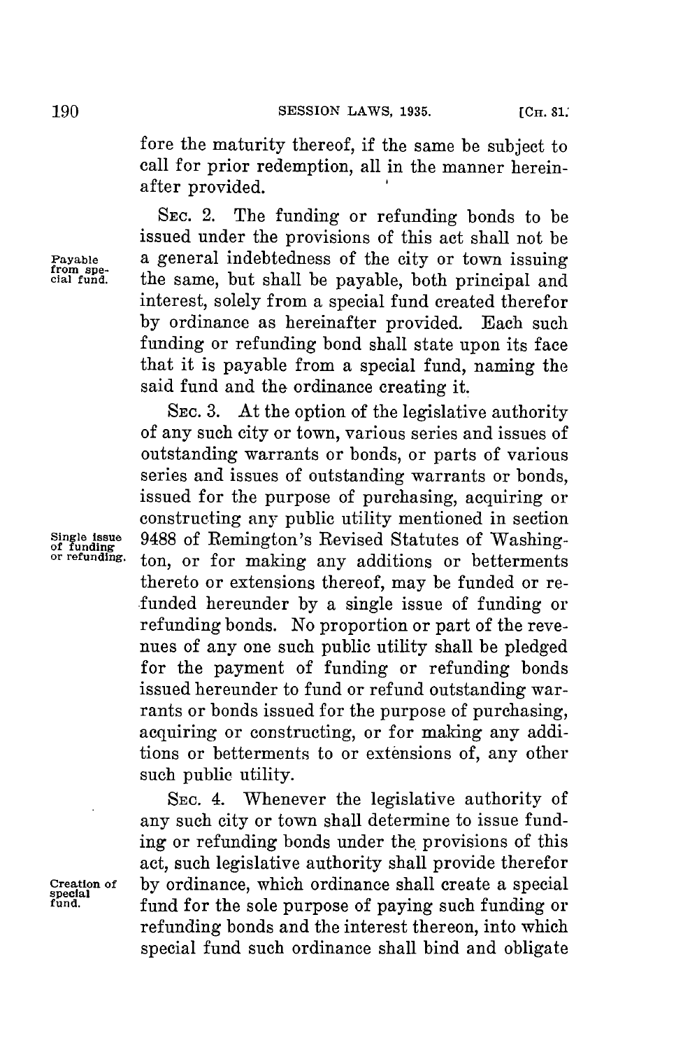fore the maturity thereof, if the same be subject to call for prior redemption, all in the manner hereinafter provided.

Payable from special fund.

SEC. 2. The funding or refunding bonds to be issued under the provisions of this act shall not be a general indebtedness of the city or town issuing the same, but shall be payable, both principal and interest, solely from a special fund created therefor by ordinance as hereinafter provided. Each such funding or refunding bond shall state upon its face that it is payable from a special fund, naming the said fund and the ordinance creating it.

Single issue of funding or refunding.

SEC. 3. At the option of the legislative authority of any such city or town, various series and issues of outstanding warrants or bonds, or parts of various series and issues of outstanding warrants or bonds, issued for the purpose of purchasing, acquiring or constructing any public utility mentioned in section 9488 of Remington's Revised Statutes of Washington, or for making any additions or betterments thereto or extensions thereof, may be funded or refunded hereunder by a single issue of funding or refunding bonds. No proportion or part of the revenues of any one such public utility shall be pledged for the payment of funding or refunding bonds issued hereunder to fund or refund outstanding warrants or bonds issued for the purpose of purchasing, acquiring or constructing, or for making any additions or betterments to or extensions of, any other such public utility.

Creation of special fund.

SEC. 4. Whenever the legislative authority of any such city or town shall determine to issue funding or refunding bonds under the provisions of this act, such legislative authority shall provide therefor by ordinance, which ordinance shall create a special fund for the sole purpose of paying such funding or refunding bonds and the interest thereon, into which special fund such ordinance shall bind and obligate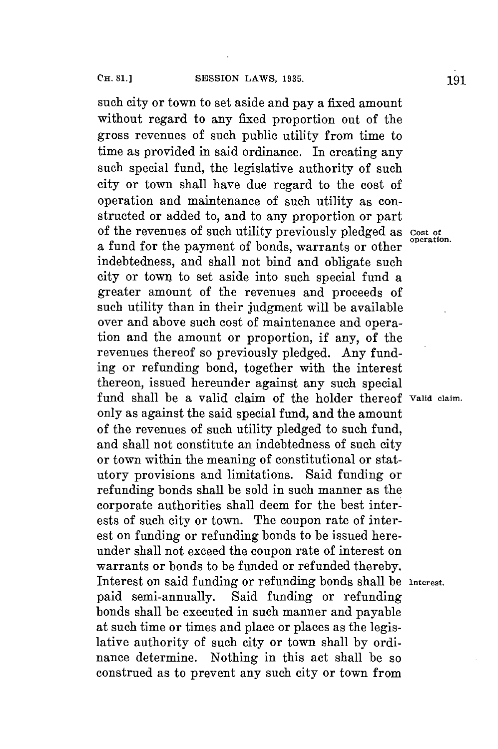such city or town to set aside and pay a fixed amount without regard to any fixed proportion out of the gross revenues of such public utility from time to time as provided in said ordinance. In creating any such special fund, the legislative authority of such city or town shall have due regard to the cost of operation and maintenance of such utility as constructed or added to, and to any proportion or part of the revenues of such utility previously pledged as a fund for the payment of bonds, warrants or other indebtedness, and shall not bind and obligate such city or town to set aside into such special fund a greater amount of the revenues and proceeds of such utility than in their judgment will be available over and above such cost of maintenance and operation and the amount or proportion, if any, of the revenues thereof so previously pledged. Any funding or refunding bond, together with the interest thereon, issued hereunder against any such special fund shall be a valid claim of the holder thereof only as against the said special fund, and the amount of the revenues of such utility pledged to such fund, and shall not constitute an indebtedness of such city or town within the meaning of constitutional or statutory provisions and limitations. Said funding or refunding bonds shall be sold in such manner as the corporate authorities shall deem for the best interests of such city or town. The coupon rate of interest on funding or refunding bonds to be issued hereunder shall not exceed the coupon rate of interest on warrants or bonds to be funded or refunded thereby. Interest on said funding or refunding bonds shall be paid semi-annually. Said funding or refunding bonds shall be executed in such manner and payable at such time or times and place or places as the legislative authority of such city or town shall by ordinance determine. Nothing in this act shall be so construed as to prevent any such city or town from

*Cost of operation.*

*Valid claim.*

*Interest.*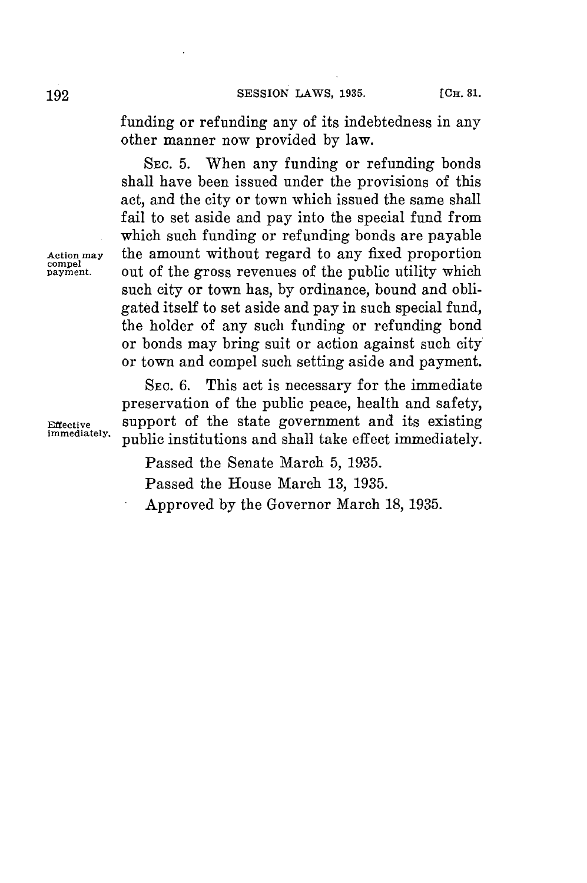funding or refunding any of its indebtedness in any other manner now provided by law.

SEC. 5. When any funding or refunding bonds shall have been issued under the provisions of this act, and the city or town which issued the same shall fail to set aside and pay into the special fund from which such funding or refunding bonds are payable the amount without regard to any fixed proportion out of the gross revenues of the public utility which such city or town has, by ordinance, bound and obligated itself to set aside and pay in such special fund, the holder of any such funding or refunding bond or bonds may bring suit or action against such city or town and compel such setting aside and payment.

Action may compel payment.

SEC. 6. This act is necessary for the immediate preservation of the public peace, health and safety, support of the state government and its existing public institutions and shall take effect immediately.

Effective immediately.

Passed the Senate March 5, 1935.

Passed the House March 13, 1935.

Approved by the Governor March 18, 1935.